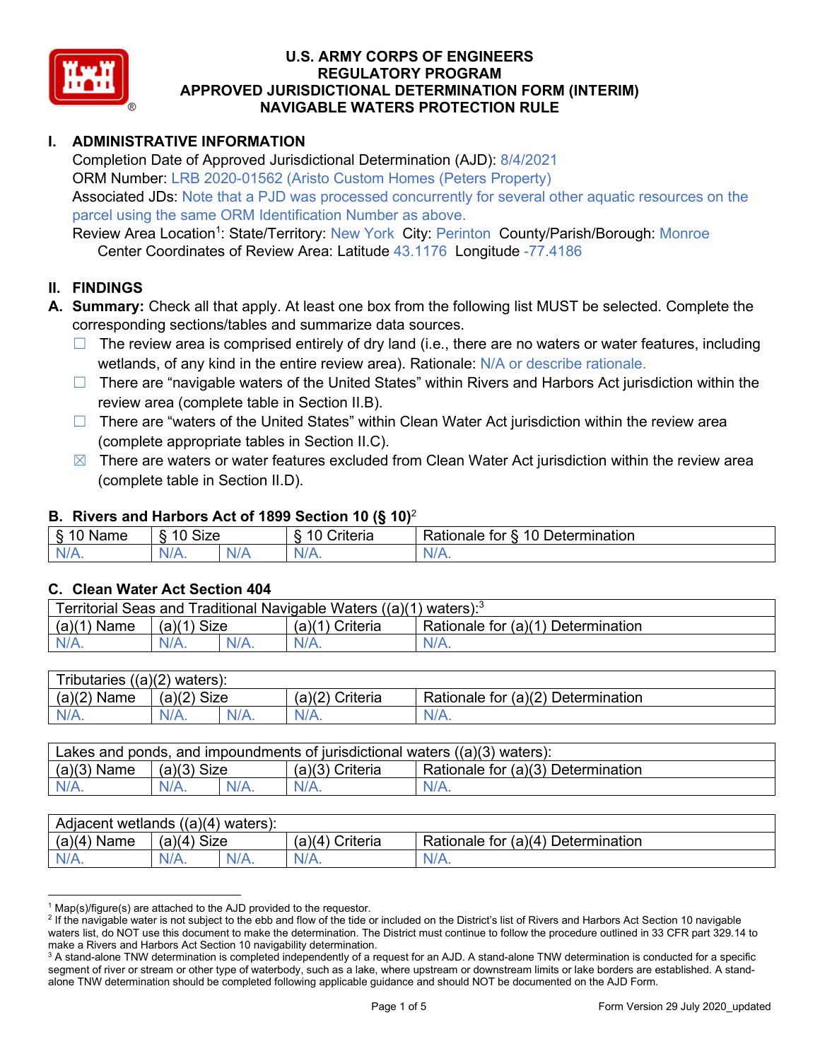# U.S. ARMY CORPS OF ENGINEERS
# REGULATORY PROGRAM
# APPROVED JURISDICTIONAL DETERMINATION FORM (INTERIM)
# NAVIGABLE WATERS PROTECTION RULE

## I. ADMINISTRATIVE INFORMATION

Completion Date of Approved Jurisdictional Determination (AJD): 8/4/2021
ORM Number: LRB 2020-01562 (Aristo Custom Homes (Peters Property)
Associated JDs: Note that a PJD was processed concurrently for several other aquatic resources on the parcel using the same ORM Identification Number as above.
Review Area Location[1]: State/Territory: New York City: Perinton County/Parish/Borough: Monroe
Center Coordinates of Review Area: Latitude 43.1176 Longitude -77.4186

## II. FINDINGS

**A. Summary:** Check all that apply. At least one box from the following list MUST be selected. Complete the corresponding sections/tables and summarize data sources.

- ☐ The review area is comprised entirely of dry land (i.e., there are no waters or water features, including wetlands, of any kind in the entire review area). Rationale: N/A or describe rationale.
- ☐ There are "navigable waters of the United States" within Rivers and Harbors Act jurisdiction within the review area (complete table in Section II.B).
- ☐ There are "waters of the United States" within Clean Water Act jurisdiction within the review area (complete appropriate tables in Section II.C).
- ☒ There are waters or water features excluded from Clean Water Act jurisdiction within the review area (complete table in Section II.D).

### B. Rivers and Harbors Act of 1899 Section 10 (§ 10)[2]

| § 10 Name | § 10 Size | | § 10 Criteria | Rationale for § 10 Determination |
|---|---|---|---|---|
| N/A. | N/A. | N/A | N/A. | N/A. |

### C. Clean Water Act Section 404

| Territorial Seas and Traditional Navigable Waters ((a)(1) waters):[3] | | | | |
|---|---|---|---|---|
| (a)(1) Name | (a)(1) Size | | (a)(1) Criteria | Rationale for (a)(1) Determination |
| N/A. | N/A. | N/A. | N/A. | N/A. |

| Tributaries ((a)(2) waters): | | | | |
|---|---|---|---|---|
| (a)(2) Name | (a)(2) Size | | (a)(2) Criteria | Rationale for (a)(2) Determination |
| N/A. | N/A. | N/A. | N/A. | N/A. |

| Lakes and ponds, and impoundments of jurisdictional waters ((a)(3) waters): | | | | |
|---|---|---|---|---|
| (a)(3) Name | (a)(3) Size | | (a)(3) Criteria | Rationale for (a)(3) Determination |
| N/A. | N/A. | N/A. | N/A. | N/A. |

| Adjacent wetlands ((a)(4) waters): | | | | |
|---|---|---|---|---|
| (a)(4) Name | (a)(4) Size | | (a)(4) Criteria | Rationale for (a)(4) Determination |
| N/A. | N/A. | N/A. | N/A. | N/A. |

[1] Map(s)/figure(s) are attached to the AJD provided to the requestor.
[2] If the navigable water is not subject to the ebb and flow of the tide or included on the District's list of Rivers and Harbors Act Section 10 navigable waters list, do NOT use this document to make the determination. The District must continue to follow the procedure outlined in 33 CFR part 329.14 to make a Rivers and Harbors Act Section 10 navigability determination.
[3] A stand-alone TNW determination is completed independently of a request for an AJD. A stand-alone TNW determination is conducted for a specific segment of river or stream or other type of waterbody, such as a lake, where upstream or downstream limits or lake borders are established. A stand-alone TNW determination should be completed following applicable guidance and should NOT be documented on the AJD Form.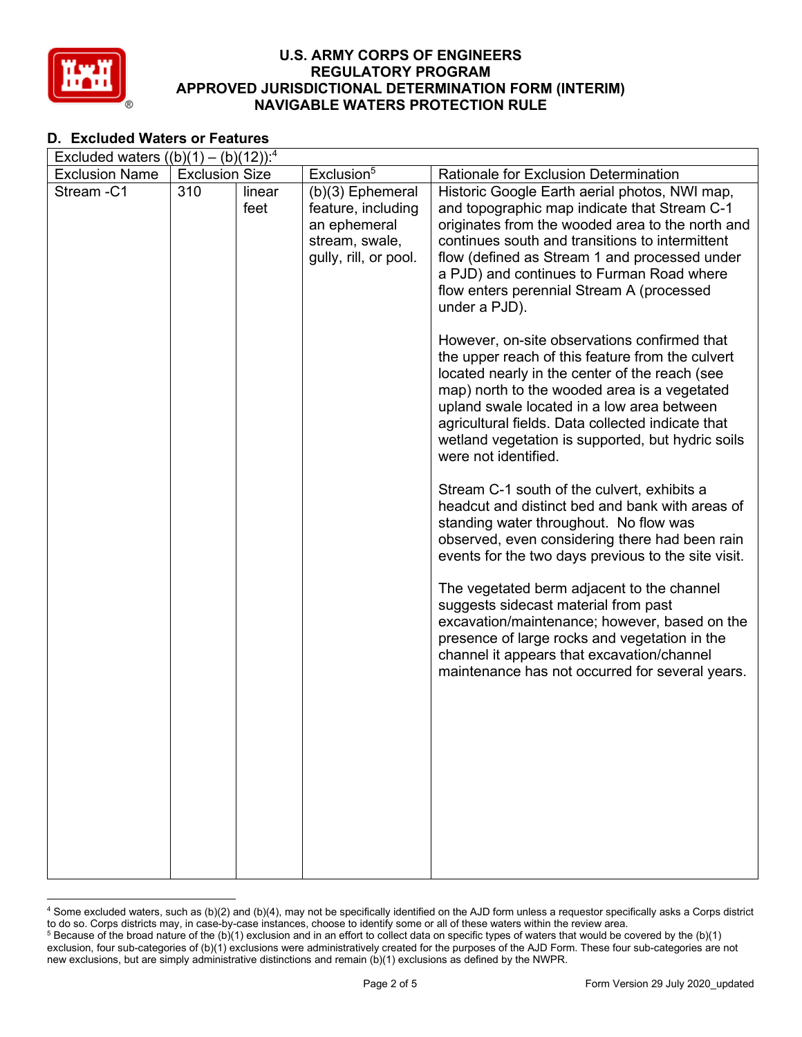## D. Excluded Waters or Features

| Excluded waters ((b)(1) – (b)(12)):[4] | | | | |
|---|---|---|---|---|
| Exclusion Name | Exclusion Size | | Exclusion[5] | Rationale for Exclusion Determination |
| Stream -C1 | 310 | linear feet | (b)(3) Ephemeral feature, including an ephemeral stream, swale, gully, rill, or pool. | Historic Google Earth aerial photos, NWI map, and topographic map indicate that Stream C-1 originates from the wooded area to the north and continues south and transitions to intermittent flow (defined as Stream 1 and processed under a PJD) and continues to Furman Road where flow enters perennial Stream A (processed under a PJD).<br><br>However, on-site observations confirmed that the upper reach of this feature from the culvert located nearly in the center of the reach (see map) north to the wooded area is a vegetated upland swale located in a low area between agricultural fields. Data collected indicate that wetland vegetation is supported, but hydric soils were not identified.<br><br>Stream C-1 south of the culvert, exhibits a headcut and distinct bed and bank with areas of standing water throughout. No flow was observed, even considering there had been rain events for the two days previous to the site visit.<br><br>The vegetated berm adjacent to the channel suggests sidecast material from past excavation/maintenance; however, based on the presence of large rocks and vegetation in the channel it appears that excavation/channel maintenance has not occurred for several years. |

[4] Some excluded waters, such as (b)(2) and (b)(4), may not be specifically identified on the AJD form unless a requestor specifically asks a Corps district to do so. Corps districts may, in case-by-case instances, choose to identify some or all of these waters within the review area.

[5] Because of the broad nature of the (b)(1) exclusion and in an effort to collect data on specific types of waters that would be covered by the (b)(1) exclusion, four sub-categories of (b)(1) exclusions were administratively created for the purposes of the AJD Form. These four sub-categories are not new exclusions, but are simply administrative distinctions and remain (b)(1) exclusions as defined by the NWPR.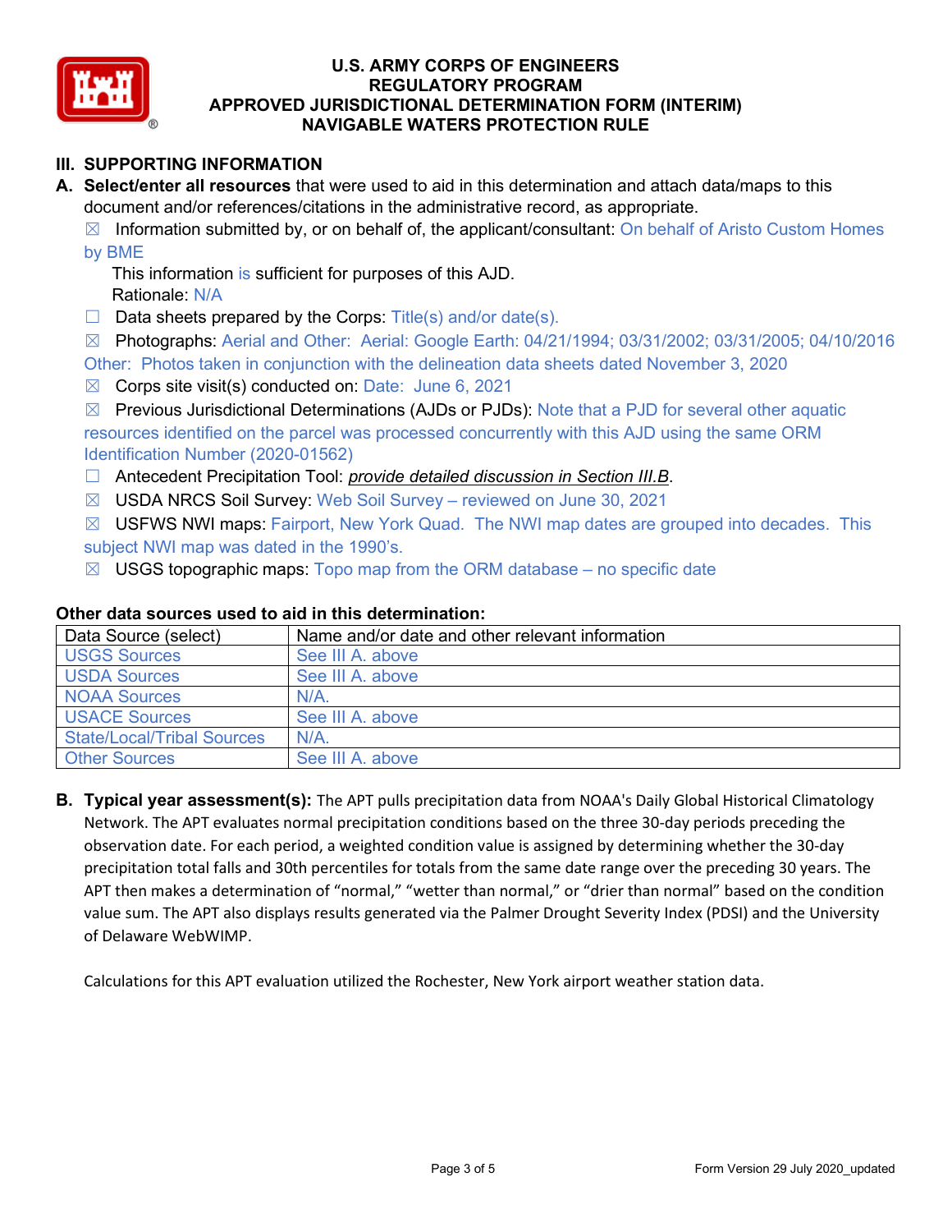U.S. ARMY CORPS OF ENGINEERS
REGULATORY PROGRAM
APPROVED JURISDICTIONAL DETERMINATION FORM (INTERIM)
NAVIGABLE WATERS PROTECTION RULE

## III. SUPPORTING INFORMATION

**A. Select/enter all resources** that were used to aid in this determination and attach data/maps to this document and/or references/citations in the administrative record, as appropriate.

☒ Information submitted by, or on behalf of, the applicant/consultant: On behalf of Aristo Custom Homes by BME

This information is sufficient for purposes of this AJD.
Rationale: N/A

☐ Data sheets prepared by the Corps: Title(s) and/or date(s).

☒ Photographs: Aerial and Other: Aerial: Google Earth: 04/21/1994; 03/31/2002; 03/31/2005; 04/10/2016 Other: Photos taken in conjunction with the delineation data sheets dated November 3, 2020

☒ Corps site visit(s) conducted on: Date: June 6, 2021

☒ Previous Jurisdictional Determinations (AJDs or PJDs): Note that a PJD for several other aquatic resources identified on the parcel was processed concurrently with this AJD using the same ORM Identification Number (2020-01562)

☐ Antecedent Precipitation Tool: *provide detailed discussion in Section III.B*.

☒ USDA NRCS Soil Survey: Web Soil Survey – reviewed on June 30, 2021

☒ USFWS NWI maps: Fairport, New York Quad. The NWI map dates are grouped into decades. This subject NWI map was dated in the 1990's.

☒ USGS topographic maps: Topo map from the ORM database – no specific date

**Other data sources used to aid in this determination:**

| Data Source (select) | Name and/or date and other relevant information |
|---|---|
| USGS Sources | See III A. above |
| USDA Sources | See III A. above |
| NOAA Sources | N/A. |
| USACE Sources | See III A. above |
| State/Local/Tribal Sources | N/A. |
| Other Sources | See III A. above |

**B. Typical year assessment(s):** The APT pulls precipitation data from NOAA's Daily Global Historical Climatology Network. The APT evaluates normal precipitation conditions based on the three 30-day periods preceding the observation date. For each period, a weighted condition value is assigned by determining whether the 30-day precipitation total falls and 30th percentiles for totals from the same date range over the preceding 30 years. The APT then makes a determination of "normal," "wetter than normal," or "drier than normal" based on the condition value sum. The APT also displays results generated via the Palmer Drought Severity Index (PDSI) and the University of Delaware WebWIMP.

Calculations for this APT evaluation utilized the Rochester, New York airport weather station data.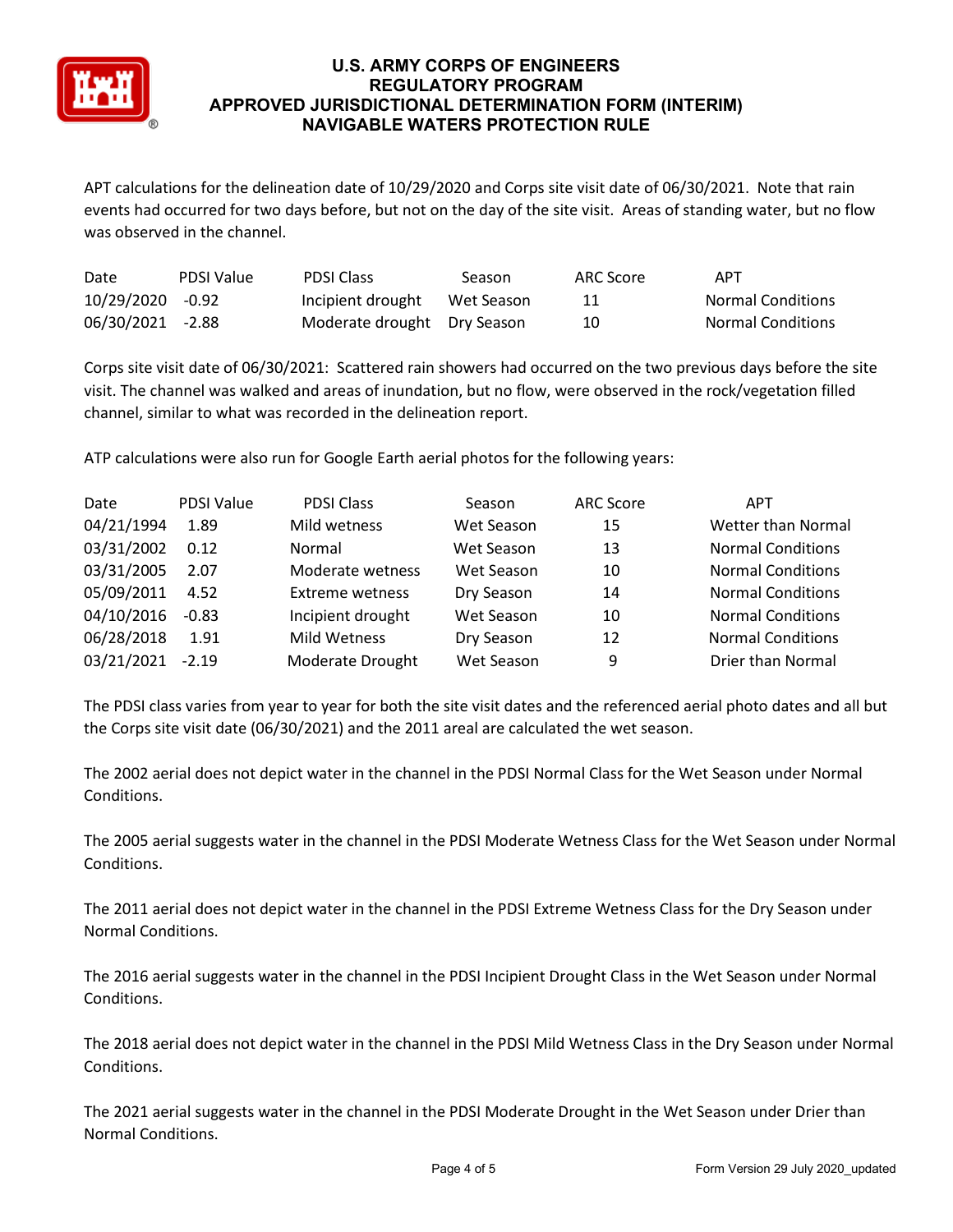APT calculations for the delineation date of 10/29/2020 and Corps site visit date of 06/30/2021. Note that rain events had occurred for two days before, but not on the day of the site visit. Areas of standing water, but no flow was observed in the channel.

| Date | PDSI Value | PDSI Class | Season | ARC Score | APT |
|---|---|---|---|---|---|
| 10/29/2020 | -0.92 | Incipient drought | Wet Season | 11 | Normal Conditions |
| 06/30/2021 | -2.88 | Moderate drought | Dry Season | 10 | Normal Conditions |

Corps site visit date of 06/30/2021: Scattered rain showers had occurred on the two previous days before the site visit. The channel was walked and areas of inundation, but no flow, were observed in the rock/vegetation filled channel, similar to what was recorded in the delineation report.

ATP calculations were also run for Google Earth aerial photos for the following years:

| Date | PDSI Value | PDSI Class | Season | ARC Score | APT |
|---|---|---|---|---|---|
| 04/21/1994 | 1.89 | Mild wetness | Wet Season | 15 | Wetter than Normal |
| 03/31/2002 | 0.12 | Normal | Wet Season | 13 | Normal Conditions |
| 03/31/2005 | 2.07 | Moderate wetness | Wet Season | 10 | Normal Conditions |
| 05/09/2011 | 4.52 | Extreme wetness | Dry Season | 14 | Normal Conditions |
| 04/10/2016 | -0.83 | Incipient drought | Wet Season | 10 | Normal Conditions |
| 06/28/2018 | 1.91 | Mild Wetness | Dry Season | 12 | Normal Conditions |
| 03/21/2021 | -2.19 | Moderate Drought | Wet Season | 9 | Drier than Normal |

The PDSI class varies from year to year for both the site visit dates and the referenced aerial photo dates and all but the Corps site visit date (06/30/2021) and the 2011 areal are calculated the wet season.

The 2002 aerial does not depict water in the channel in the PDSI Normal Class for the Wet Season under Normal Conditions.

The 2005 aerial suggests water in the channel in the PDSI Moderate Wetness Class for the Wet Season under Normal Conditions.

The 2011 aerial does not depict water in the channel in the PDSI Extreme Wetness Class for the Dry Season under Normal Conditions.

The 2016 aerial suggests water in the channel in the PDSI Incipient Drought Class in the Wet Season under Normal Conditions.

The 2018 aerial does not depict water in the channel in the PDSI Mild Wetness Class in the Dry Season under Normal Conditions.

The 2021 aerial suggests water in the channel in the PDSI Moderate Drought in the Wet Season under Drier than Normal Conditions.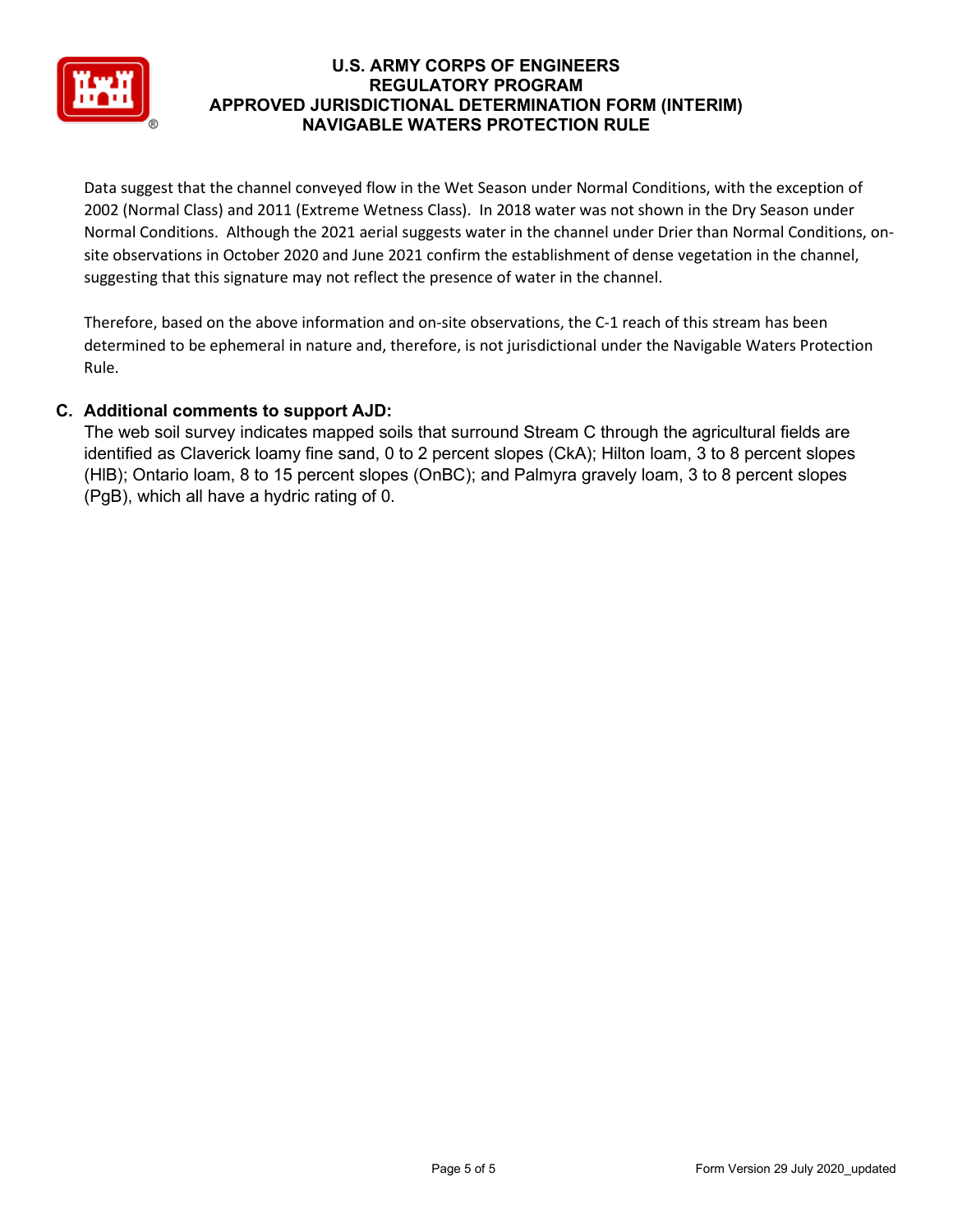Data suggest that the channel conveyed flow in the Wet Season under Normal Conditions, with the exception of 2002 (Normal Class) and 2011 (Extreme Wetness Class). In 2018 water was not shown in the Dry Season under Normal Conditions. Although the 2021 aerial suggests water in the channel under Drier than Normal Conditions, on-site observations in October 2020 and June 2021 confirm the establishment of dense vegetation in the channel, suggesting that this signature may not reflect the presence of water in the channel.

Therefore, based on the above information and on-site observations, the C-1 reach of this stream has been determined to be ephemeral in nature and, therefore, is not jurisdictional under the Navigable Waters Protection Rule.

**C. Additional comments to support AJD:**

The web soil survey indicates mapped soils that surround Stream C through the agricultural fields are identified as Claverick loamy fine sand, 0 to 2 percent slopes (CkA); Hilton loam, 3 to 8 percent slopes (HlB); Ontario loam, 8 to 15 percent slopes (OnBC); and Palmyra gravely loam, 3 to 8 percent slopes (PgB), which all have a hydric rating of 0.